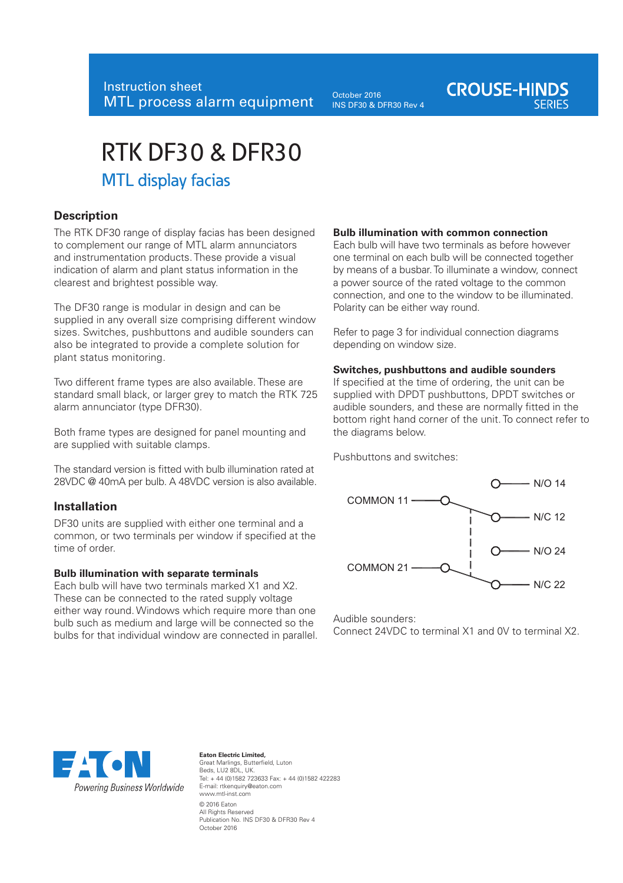Instruction sheet
MTL process alarm equipment

October 2016
INS DF30 & DFR30 Rev 4

CROUSE-HINDS SERIES

# RTK DF30 & DFR30

## MTL display facias

### Description

The RTK DF30 range of display facias has been designed to complement our range of MTL alarm annunciators and instrumentation products. These provide a visual indication of alarm and plant status information in the clearest and brightest possible way.

The DF30 range is modular in design and can be supplied in any overall size comprising different window sizes. Switches, pushbuttons and audible sounders can also be integrated to provide a complete solution for plant status monitoring.

Two different frame types are also available. These are standard small black, or larger grey to match the RTK 725 alarm annunciator (type DFR30).

Both frame types are designed for panel mounting and are supplied with suitable clamps.

The standard version is fitted with bulb illumination rated at 28VDC @ 40mA per bulb. A 48VDC version is also available.

### Installation

DF30 units are supplied with either one terminal and a common, or two terminals per window if specified at the time of order.

**Bulb illumination with separate terminals**
Each bulb will have two terminals marked X1 and X2. These can be connected to the rated supply voltage either way round. Windows which require more than one bulb such as medium and large will be connected so the bulbs for that individual window are connected in parallel.

**Bulb illumination with common connection**
Each bulb will have two terminals as before however one terminal on each bulb will be connected together by means of a busbar. To illuminate a window, connect a power source of the rated voltage to the common connection, and one to the window to be illuminated. Polarity can be either way round.

Refer to page 3 for individual connection diagrams depending on window size.

**Switches, pushbuttons and audible sounders**
If specified at the time of ordering, the unit can be supplied with DPDT pushbuttons, DPDT switches or audible sounders, and these are normally fitted in the bottom right hand corner of the unit. To connect refer to the diagrams below.

Pushbuttons and switches:

COMMON 11 — N/O 14, N/C 12
COMMON 21 — N/O 24, N/C 22

Audible sounders:
Connect 24VDC to terminal X1 and 0V to terminal X2.

EATON
Powering Business Worldwide

**Eaton Electric Limited,**
Great Marlings, Butterfield, Luton
Beds, LU2 8DL, UK.
Tel: + 44 (0)1582 723633 Fax: + 44 (0)1582 422283
E-mail: rtkenquiry@eaton.com
www.mtl-inst.com

© 2016 Eaton
All Rights Reserved
Publication No. INS DF30 & DFR30 Rev 4
October 2016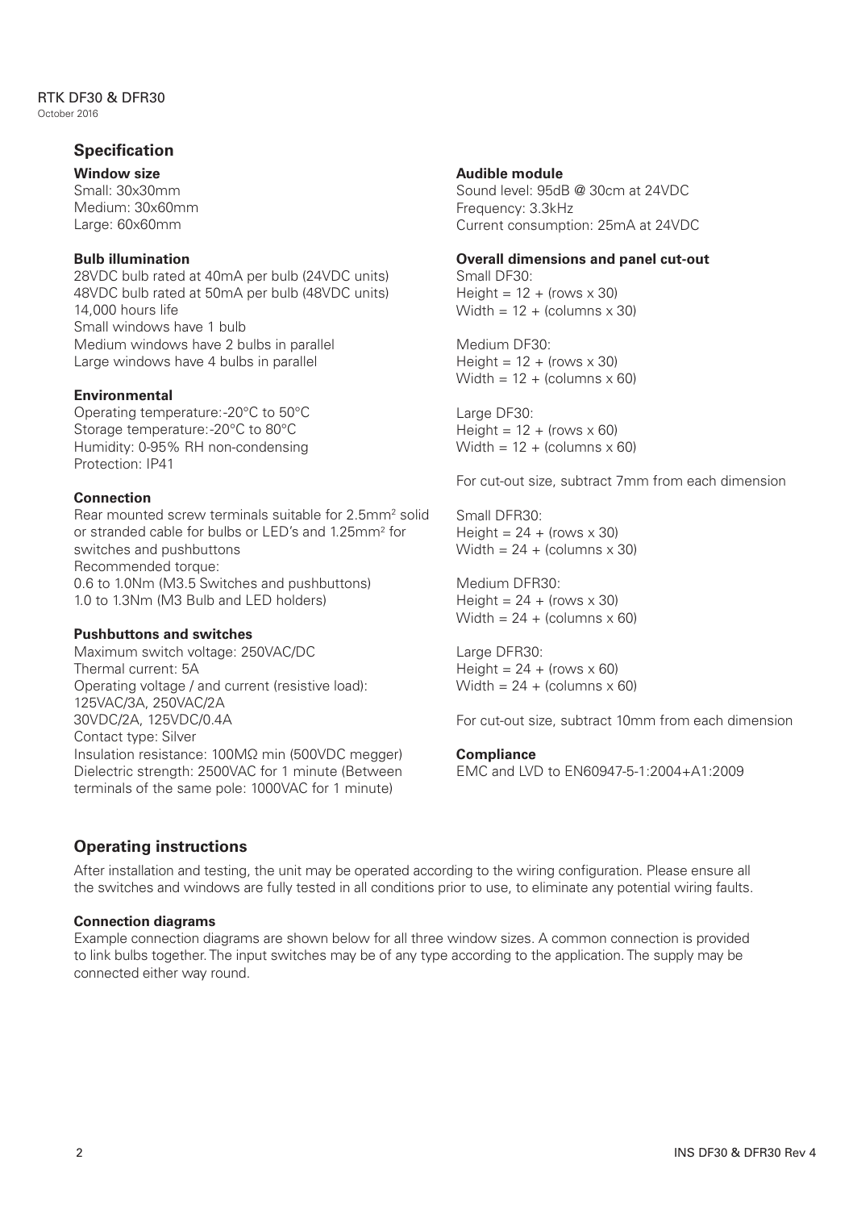## Specification

**Window size**
Small: 30x30mm
Medium: 30x60mm
Large: 60x60mm

**Bulb illumination**
28VDC bulb rated at 40mA per bulb (24VDC units)
48VDC bulb rated at 50mA per bulb (48VDC units)
14,000 hours life
Small windows have 1 bulb
Medium windows have 2 bulbs in parallel
Large windows have 4 bulbs in parallel

**Environmental**
Operating temperature:-20°C to 50°C
Storage temperature:-20°C to 80°C
Humidity: 0-95% RH non-condensing
Protection: IP41

**Connection**
Rear mounted screw terminals suitable for 2.5mm² solid or stranded cable for bulbs or LED's and 1.25mm² for switches and pushbuttons
Recommended torque:
0.6 to 1.0Nm (M3.5 Switches and pushbuttons)
1.0 to 1.3Nm (M3 Bulb and LED holders)

**Pushbuttons and switches**
Maximum switch voltage: 250VAC/DC
Thermal current: 5A
Operating voltage / and current (resistive load):
125VAC/3A, 250VAC/2A
30VDC/2A, 125VDC/0.4A
Contact type: Silver
Insulation resistance: 100MΩ min (500VDC megger)
Dielectric strength: 2500VAC for 1 minute (Between terminals of the same pole: 1000VAC for 1 minute)

**Audible module**
Sound level: 95dB @ 30cm at 24VDC
Frequency: 3.3kHz
Current consumption: 25mA at 24VDC

**Overall dimensions and panel cut-out**
Small DF30:
Height = 12 + (rows x 30)
Width = 12 + (columns x 30)

Medium DF30:
Height = 12 + (rows x 30)
Width = 12 + (columns x 60)

Large DF30:
Height = 12 + (rows x 60)
Width = 12 + (columns x 60)

For cut-out size, subtract 7mm from each dimension

Small DFR30:
Height = 24 + (rows x 30)
Width = 24 + (columns x 30)

Medium DFR30:
Height = 24 + (rows x 30)
Width = 24 + (columns x 60)

Large DFR30:
Height = 24 + (rows x 60)
Width = 24 + (columns x 60)

For cut-out size, subtract 10mm from each dimension

**Compliance**
EMC and LVD to EN60947-5-1:2004+A1:2009

## Operating instructions

After installation and testing, the unit may be operated according to the wiring configuration. Please ensure all the switches and windows are fully tested in all conditions prior to use, to eliminate any potential wiring faults.

**Connection diagrams**
Example connection diagrams are shown below for all three window sizes. A common connection is provided to link bulbs together. The input switches may be of any type according to the application. The supply may be connected either way round.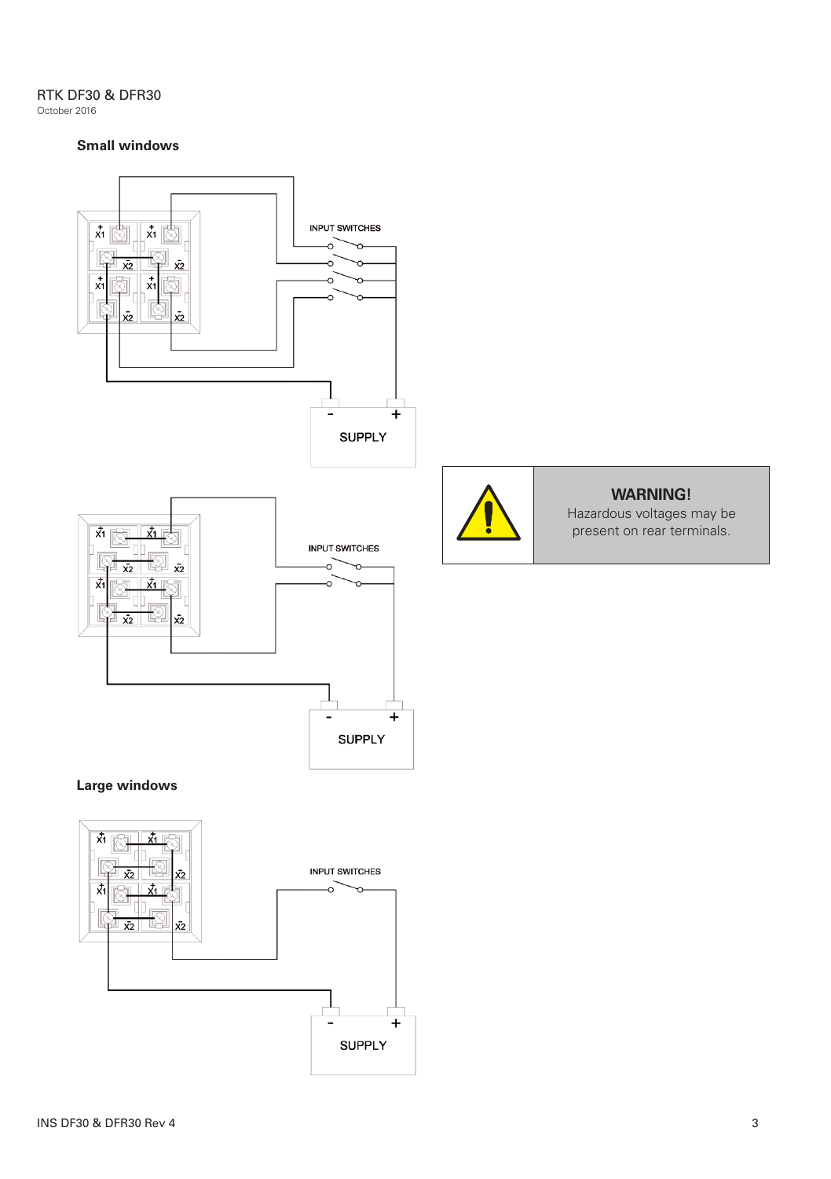## Small windows

INPUT SWITCHES

SUPPLY

INPUT SWITCHES

SUPPLY

**WARNING!**
Hazardous voltages may be present on rear terminals.

## Large windows

INPUT SWITCHES

SUPPLY

INS DF30 & DFR30 Rev 4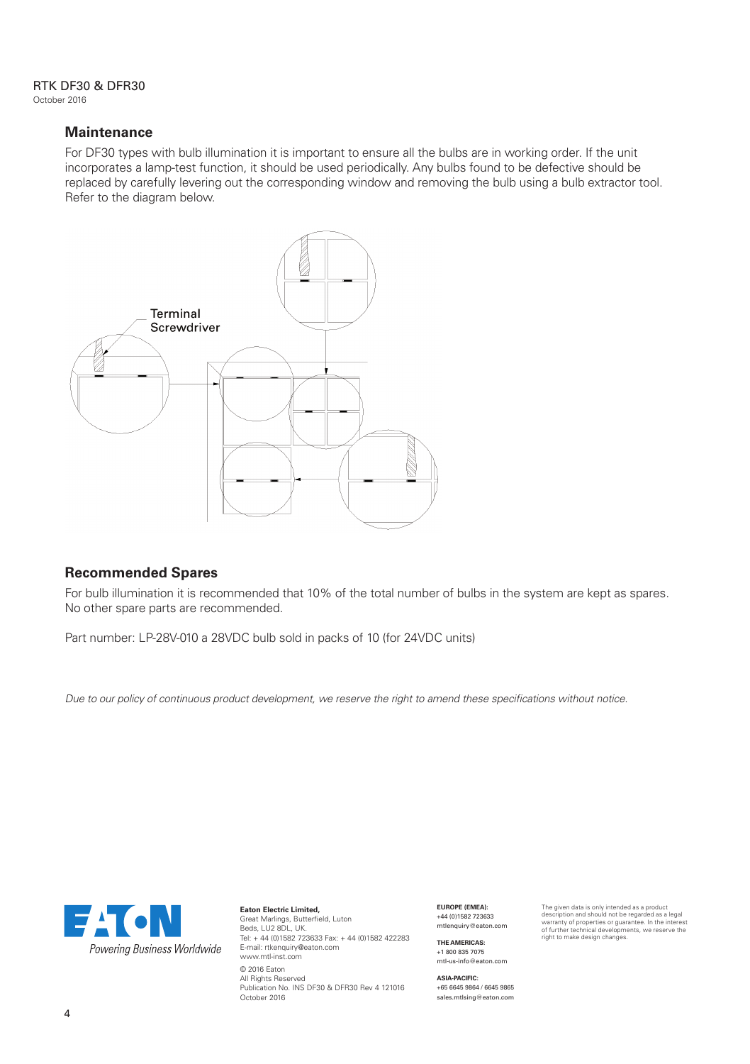## Maintenance

For DF30 types with bulb illumination it is important to ensure all the bulbs are in working order. If the unit incorporates a lamp-test function, it should be used periodically. Any bulbs found to be defective should be replaced by carefully levering out the corresponding window and removing the bulb using a bulb extractor tool. Refer to the diagram below.

Terminal
Screwdriver

## Recommended Spares

For bulb illumination it is recommended that 10% of the total number of bulbs in the system are kept as spares. No other spare parts are recommended.

Part number: LP-28V-010 a 28VDC bulb sold in packs of 10 (for 24VDC units)

*Due to our policy of continuous product development, we reserve the right to amend these specifications without notice.*

EATON
Powering Business Worldwide

**Eaton Electric Limited,**
Great Marlings, Butterfield, Luton
Beds, LU2 8DL, UK.
Tel: + 44 (0)1582 723633 Fax: + 44 (0)1582 422283
E-mail: rtkenquiry@eaton.com
www.mtl-inst.com

© 2016 Eaton
All Rights Reserved
Publication No. INS DF30 & DFR30 Rev 4 121016
October 2016

**EUROPE (EMEA):**
+44 (0)1582 723633
mtlenquiry@eaton.com

**THE AMERICAS:**
+1 800 835 7075
mtl-us-info@eaton.com

**ASIA-PACIFIC:**
+65 6645 9864 / 6645 9865
sales.mtlsing@eaton.com

The given data is only intended as a product description and should not be regarded as a legal warranty of properties or guarantee. In the interest of further technical developments, we reserve the right to make design changes.